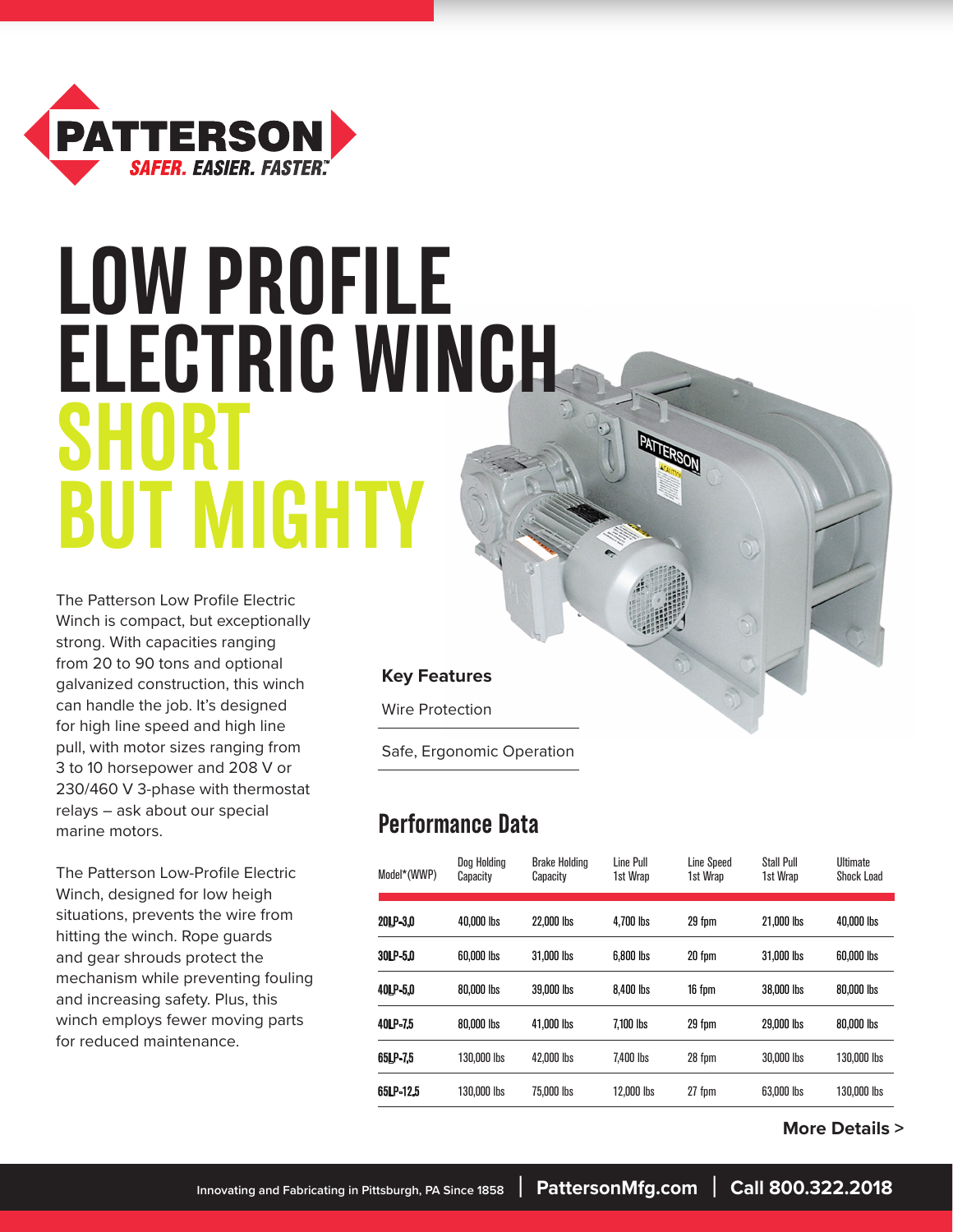# LOW PROFILE ELECTRIC WINCH

## SHORT BUT MIGHTY

The Patterson Low Profile Electric Winch is compact, but exceptionally strong. With capacities ranging from 20 to 90 tons and optional galvanized construction, this winch can handle the job. It's designed for high line speed and high line pull, with motor sizes ranging from 3 to 10 horsepower and 208 V or 230/460 V 3-phase with thermostat relays – ask about our special marine motors.

The Patterson Low-Profile Electric Winch, designed for low heigh situations, prevents the wire from hitting the winch. Rope guards and gear shrouds protect the mechanism while preventing fouling and increasing safety. Plus, this winch employs fewer moving parts for reduced maintenance.

### Key Features

- Wire Protection
- Safe, Ergonomic Operation

## Performance Data

| Model*(WWP) | Dog Holding Capacity | Brake Holding Capacity | Line Pull 1st Wrap | Line Speed 1st Wrap | Stall Pull 1st Wrap | Ultimate Shock Load |
|---|---|---|---|---|---|---|
| 20LP-3.0 | 40,000 lbs | 22,000 lbs | 4,700 lbs | 29 fpm | 21,000 lbs | 40,000 lbs |
| 30LP-5.0 | 60,000 lbs | 31,000 lbs | 6,800 lbs | 20 fpm | 31,000 lbs | 60,000 lbs |
| 40LP-5.0 | 80,000 lbs | 39,000 lbs | 8,400 lbs | 16 fpm | 38,000 lbs | 80,000 lbs |
| 40LP-7.5 | 80,000 lbs | 41,000 lbs | 7,100 lbs | 29 fpm | 29,000 lbs | 80,000 lbs |
| 65LP-7.5 | 130,000 lbs | 42,000 lbs | 7,400 lbs | 28 fpm | 30,000 lbs | 130,000 lbs |
| 65LP-12.5 | 130,000 lbs | 75,000 lbs | 12,000 lbs | 27 fpm | 63,000 lbs | 130,000 lbs |

**More Details >**

Innovating and Fabricating in Pittsburgh, PA Since 1858 | PattersonMfg.com | Call 800.322.2018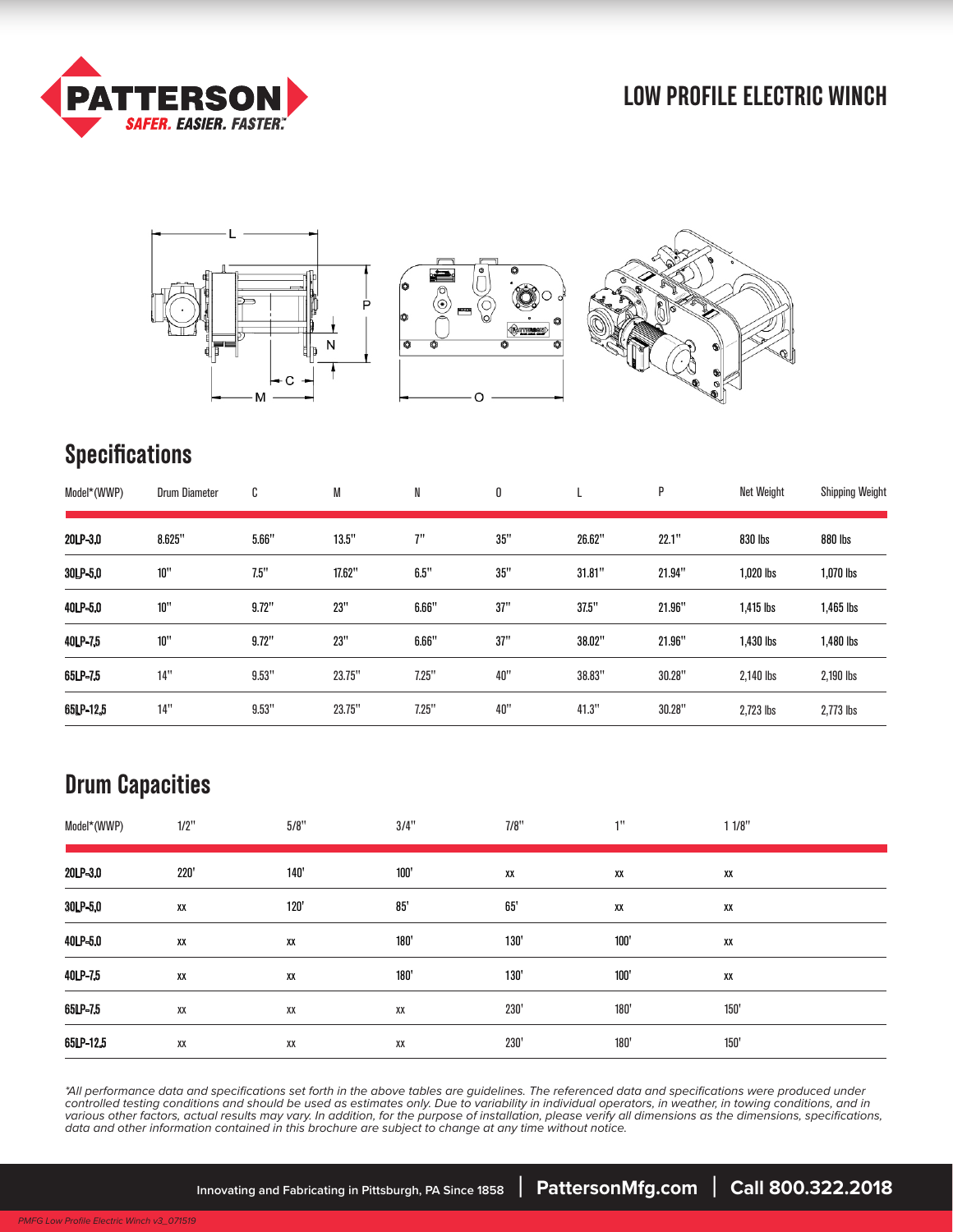# LOW PROFILE ELECTRIC WINCH

L
P
N
C
M
O

## Specifications

| Model*(WWP) | Drum Diameter | C | M | N | O | L | P | Net Weight | Shipping Weight |
|---|---|---|---|---|---|---|---|---|---|
| 20LP-3.0 | 8.625" | 5.66" | 13.5" | 7" | 35" | 26.62" | 22.1" | 830 lbs | 880 lbs |
| 30LP-5.0 | 10" | 7.5" | 17.62" | 6.5" | 35" | 31.81" | 21.94" | 1,020 lbs | 1,070 lbs |
| 40LP-5.0 | 10" | 9.72" | 23" | 6.66" | 37" | 37.5" | 21.96" | 1,415 lbs | 1,465 lbs |
| 40LP-7.5 | 10" | 9.72" | 23" | 6.66" | 37" | 38.02" | 21.96" | 1,430 lbs | 1,480 lbs |
| 65LP-7.5 | 14" | 9.53" | 23.75" | 7.25" | 40" | 38.83" | 30.28" | 2,140 lbs | 2,190 lbs |
| 65LP-12.5 | 14" | 9.53" | 23.75" | 7.25" | 40" | 41.3" | 30.28" | 2,723 lbs | 2,773 lbs |

## Drum Capacities

| Model*(WWP) | 1/2" | 5/8" | 3/4" | 7/8" | 1" | 1 1/8" |
|---|---|---|---|---|---|---|
| 20LP-3.0 | 220' | 140' | 100' | XX | XX | XX |
| 30LP-5.0 | XX | 120' | 85' | 65' | XX | XX |
| 40LP-5.0 | XX | XX | 180' | 130' | 100' | XX |
| 40LP-7.5 | XX | XX | 180' | 130' | 100' | XX |
| 65LP-7.5 | XX | XX | XX | 230' | 180' | 150' |
| 65LP-12.5 | XX | XX | XX | 230' | 180' | 150' |

*\*All performance data and specifications set forth in the above tables are guidelines. The referenced data and specifications were produced under controlled testing conditions and should be used as estimates only. Due to variability in individual operators, in weather, in towing conditions, and in various other factors, actual results may vary. In addition, for the purpose of installation, please verify all dimensions as the dimensions, specifications, data and other information contained in this brochure are subject to change at any time without notice.*

Innovating and Fabricating in Pittsburgh, PA Since 1858 | **PattersonMfg.com** | **Call 800.322.2018**

*PMFG Low Profile Electric Winch v3_071519*